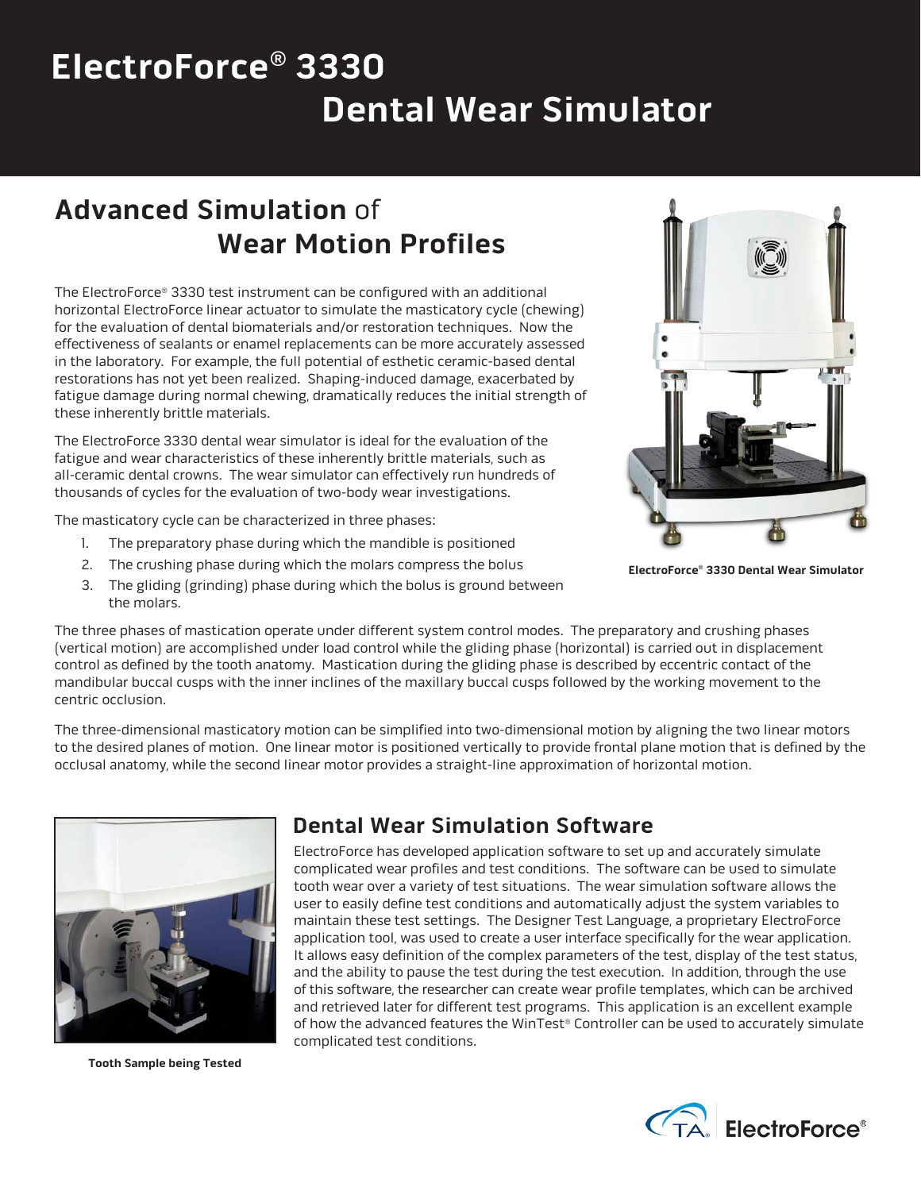# ElectroForce® 3330 Dental Wear Simulator

## Advanced Simulation of Wear Motion Profiles

The ElectroForce® 3330 test instrument can be configured with an additional horizontal ElectroForce linear actuator to simulate the masticatory cycle (chewing) for the evaluation of dental biomaterials and/or restoration techniques. Now the effectiveness of sealants or enamel replacements can be more accurately assessed in the laboratory. For example, the full potential of esthetic ceramic-based dental restorations has not yet been realized. Shaping-induced damage, exacerbated by fatigue damage during normal chewing, dramatically reduces the initial strength of these inherently brittle materials.

The ElectroForce 3330 dental wear simulator is ideal for the evaluation of the fatigue and wear characteristics of these inherently brittle materials, such as all-ceramic dental crowns. The wear simulator can effectively run hundreds of thousands of cycles for the evaluation of two-body wear investigations.

The masticatory cycle can be characterized in three phases:

1. The preparatory phase during which the mandible is positioned
2. The crushing phase during which the molars compress the bolus
3. The gliding (grinding) phase during which the bolus is ground between the molars.

ElectroForce® 3330 Dental Wear Simulator

The three phases of mastication operate under different system control modes. The preparatory and crushing phases (vertical motion) are accomplished under load control while the gliding phase (horizontal) is carried out in displacement control as defined by the tooth anatomy. Mastication during the gliding phase is described by eccentric contact of the mandibular buccal cusps with the inner inclines of the maxillary buccal cusps followed by the working movement to the centric occlusion.

The three-dimensional masticatory motion can be simplified into two-dimensional motion by aligning the two linear motors to the desired planes of motion. One linear motor is positioned vertically to provide frontal plane motion that is defined by the occlusal anatomy, while the second linear motor provides a straight-line approximation of horizontal motion.

## Dental Wear Simulation Software

ElectroForce has developed application software to set up and accurately simulate complicated wear profiles and test conditions. The software can be used to simulate tooth wear over a variety of test situations. The wear simulation software allows the user to easily define test conditions and automatically adjust the system variables to maintain these test settings. The Designer Test Language, a proprietary ElectroForce application tool, was used to create a user interface specifically for the wear application. It allows easy definition of the complex parameters of the test, display of the test status, and the ability to pause the test during the test execution. In addition, through the use of this software, the researcher can create wear profile templates, which can be archived and retrieved later for different test programs. This application is an excellent example of how the advanced features the WinTest® Controller can be used to accurately simulate complicated test conditions.

Tooth Sample being Tested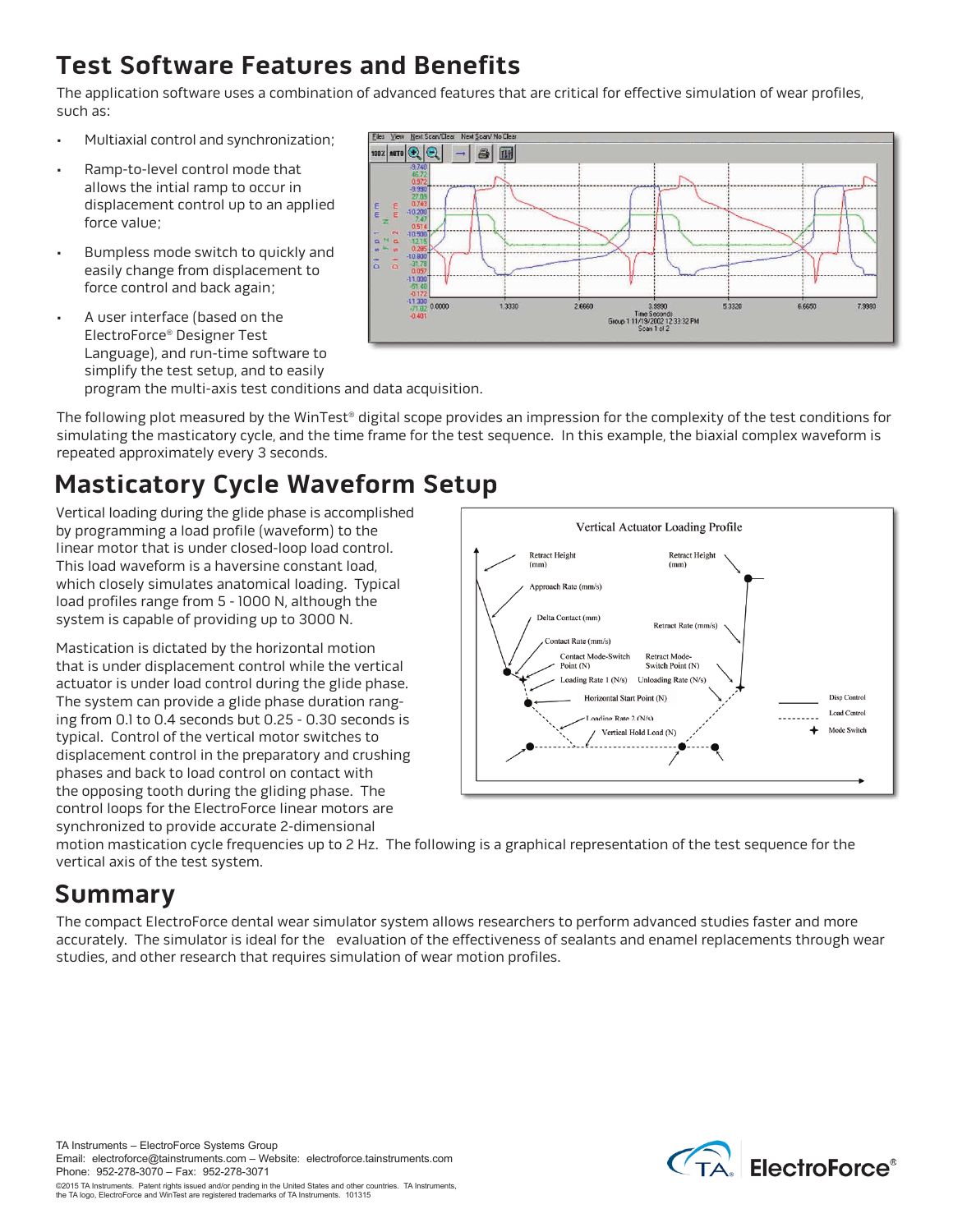# Test Software Features and Benefits

The application software uses a combination of advanced features that are critical for effective simulation of wear profiles, such as:

- Multiaxial control and synchronization;
- Ramp-to-level control mode that allows the intial ramp to occur in displacement control up to an applied force value;
- Bumpless mode switch to quickly and easily change from displacement to force control and back again;
- A user interface (based on the ElectroForce® Designer Test Language), and run-time software to simplify the test setup, and to easily program the multi-axis test conditions and data acquisition.

Files View Next Scan/Clear Next Scan/ No Clear

100% AUTO

Disp 1 mm
Fz N
Disp 2 mm

-9.740
46.72
0.972
-9.990
27.09
0.743
-10.200
7.47
0.514
-10.500
-12.15
0.285
-10.800
-31.78
0.057
-11.000
-51.40
-0.172
-11.300
-71.02
-0.401

0.0000 1.3330 2.6660 3.9990 5.3320 6.6650 7.9980

Time Seconds
Group 1 11/19/2002 12:33:32 PM
Scan 1 of 2

The following plot measured by the WinTest® digital scope provides an impression for the complexity of the test conditions for simulating the masticatory cycle, and the time frame for the test sequence. In this example, the biaxial complex waveform is repeated approximately every 3 seconds.

# Masticatory Cycle Waveform Setup

Vertical loading during the glide phase is accomplished by programming a load profile (waveform) to the linear motor that is under closed-loop load control. This load waveform is a haversine constant load, which closely simulates anatomical loading. Typical load profiles range from 5 - 1000 N, although the system is capable of providing up to 3000 N.

Mastication is dictated by the horizontal motion that is under displacement control while the vertical actuator is under load control during the glide phase. The system can provide a glide phase duration ranging from 0.1 to 0.4 seconds but 0.25 - 0.30 seconds is typical. Control of the vertical motor switches to displacement control in the preparatory and crushing phases and back to load control on contact with the opposing tooth during the gliding phase. The control loops for the ElectroForce linear motors are synchronized to provide accurate 2-dimensional motion mastication cycle frequencies up to 2 Hz. The following is a graphical representation of the test sequence for the vertical axis of the test system.

Vertical Actuator Loading Profile

Retract Height (mm)
Retract Height (mm)
Approach Rate (mm/s)
Delta Contact (mm)
Retract Rate (mm/s)
Contact Rate (mm/s)
Contact Mode-Switch Point (N)
Retract Mode-Switch Point (N)
Loading Rate 1 (N/s)
Unloading Rate (N/s)
Horizontal Start Point (N)
Loading Rate 2 (N/s)
Vertical Hold Load (N)
Disp Control
Load Control
Mode Switch

# Summary

The compact ElectroForce dental wear simulator system allows researchers to perform advanced studies faster and more accurately. The simulator is ideal for the evaluation of the effectiveness of sealants and enamel replacements through wear studies, and other research that requires simulation of wear motion profiles.

TA Instruments – ElectroForce Systems Group
Email: electroforce@tainstruments.com – Website: electroforce.tainstruments.com
Phone: 952-278-3070 – Fax: 952-278-3071

©2015 TA Instruments. Patent rights issued and/or pending in the United States and other countries. TA Instruments, the TA logo, ElectroForce and WinTest are registered trademarks of TA Instruments. 101315

TA ElectroForce®